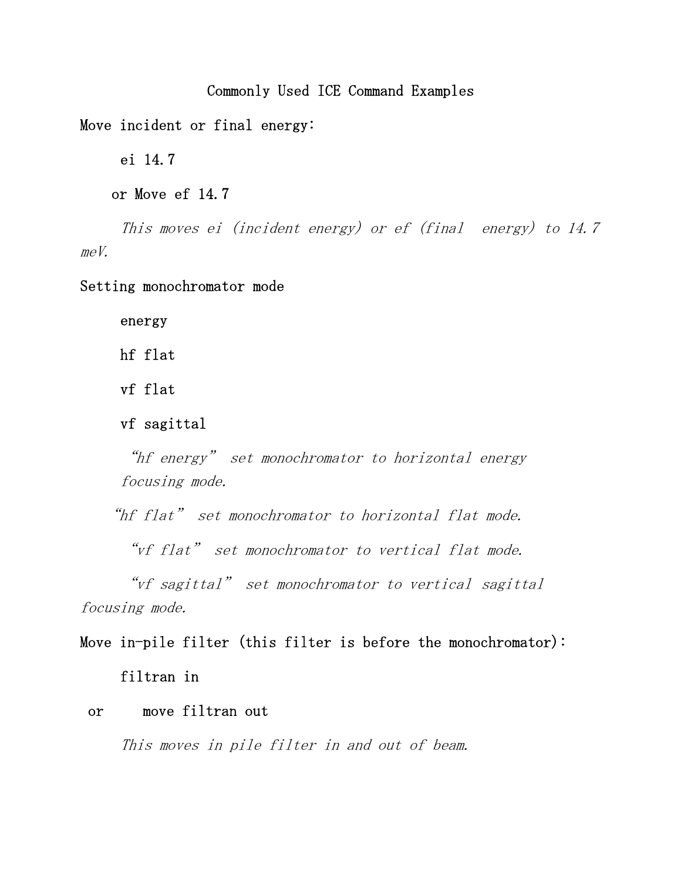# Commonly Used ICE Command Examples

Move incident or final energy:

ei 14.7

or Move ef 14.7

*This moves ei (incident energy) or ef (final energy) to 14.7 meV.*

Setting monochromator mode

energy

hf flat

vf flat

vf sagittal

*"hf energy" set monochromator to horizontal energy focusing mode.*

*"hf flat" set monochromator to horizontal flat mode.*

*"vf flat" set monochromator to vertical flat mode.*

*"vf sagittal" set monochromator to vertical sagittal focusing mode.*

Move in-pile filter (this filter is before the monochromator):

filtran in

or move filtran out

*This moves in pile filter in and out of beam.*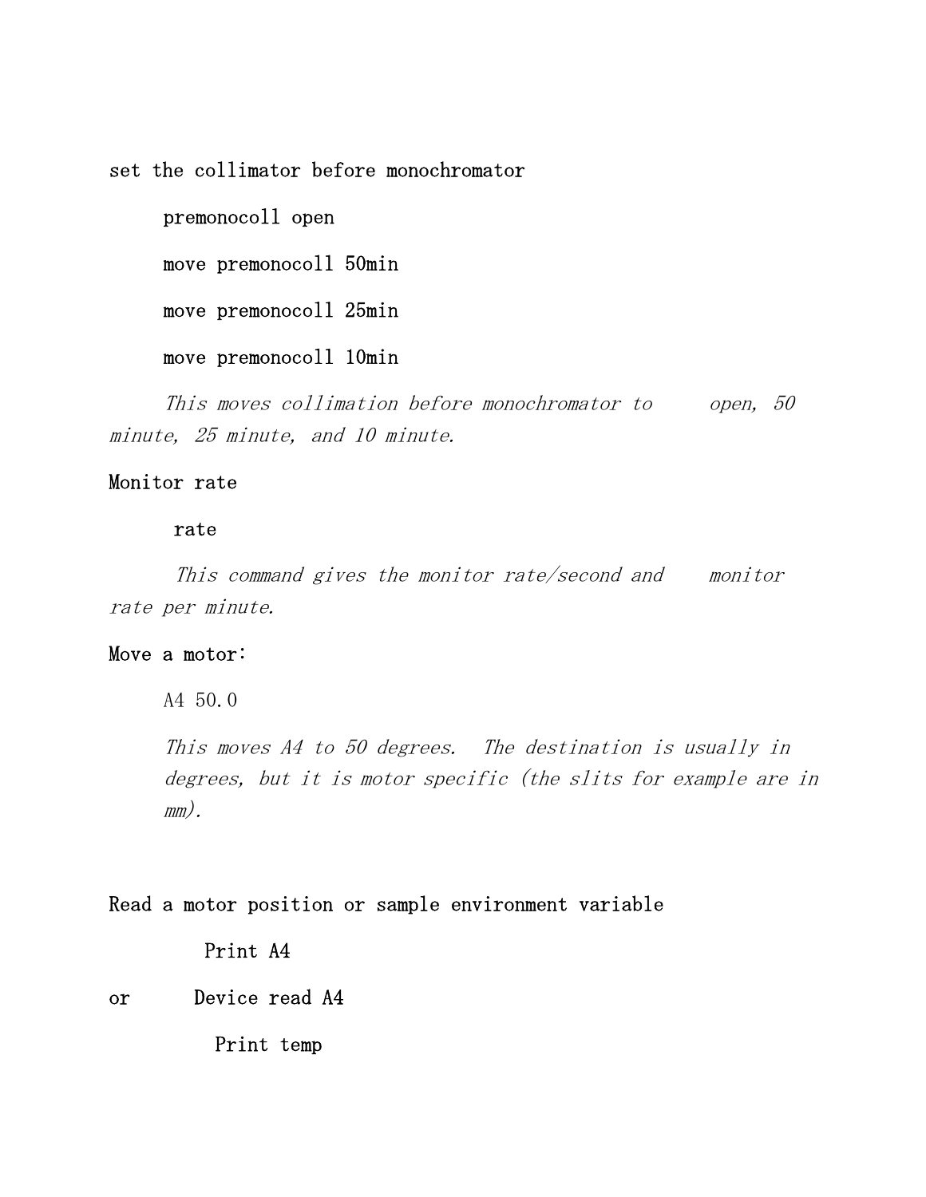set the collimator before monochromator

```
premonocoll open
move premonocoll 50min
move premonocoll 25min
move premonocoll 10min
```

*This moves collimation before monochromator to open, 50 minute, 25 minute, and 10 minute.*

Monitor rate

```
rate
```

*This command gives the monitor rate/second and monitor rate per minute.*

Move a motor:

```
A4 50.0
```

*This moves A4 to 50 degrees. The destination is usually in degrees, but it is motor specific (the slits for example are in mm).*

Read a motor position or sample environment variable

```
Print A4
```

or

```
Device read A4
Print temp
```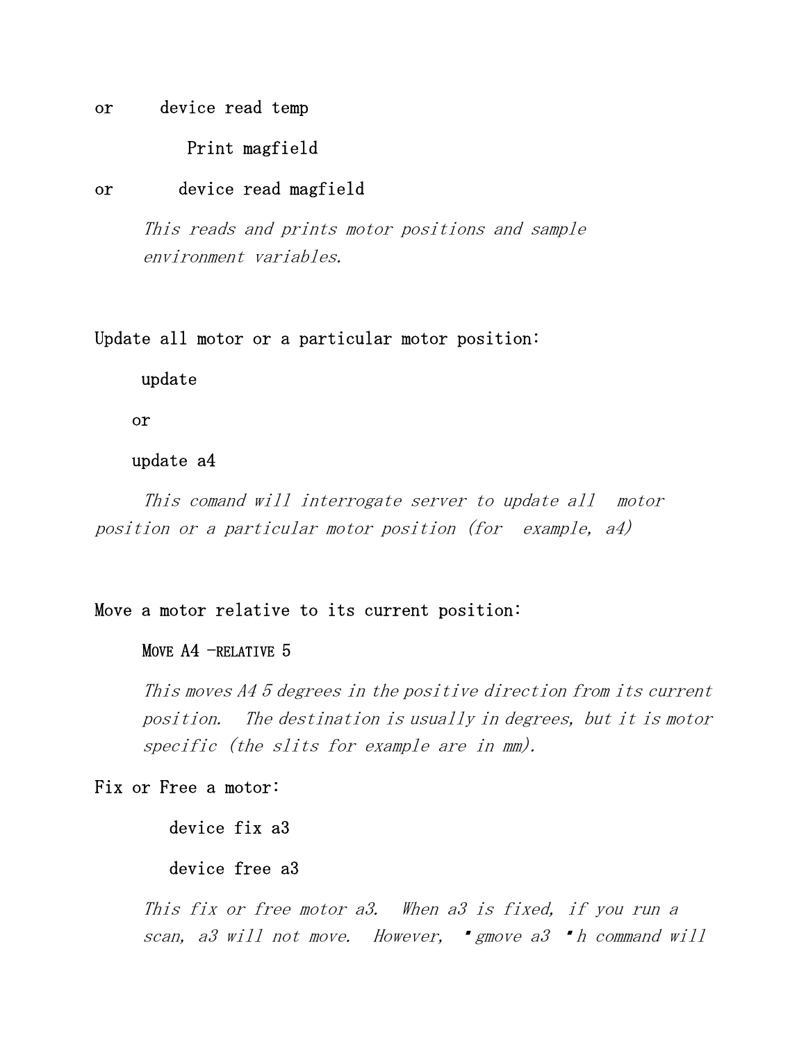or device read temp

Print magfield

or device read magfield

*This reads and prints motor positions and sample environment variables.*

Update all motor or a particular motor position:

update

or

update a4

*This comand will interrogate server to update all motor position or a particular motor position (for example, a4)*

Move a motor relative to its current position:

MOVE A4 -RELATIVE 5

*This moves A4 5 degrees in the positive direction from its current position. The destination is usually in degrees, but it is motor specific (the slits for example are in mm).*

Fix or Free a motor:

device fix a3

device free a3

*This fix or free motor a3. When a3 is fixed, if you run a scan, a3 will not move. However, "gmove a3 "h command will*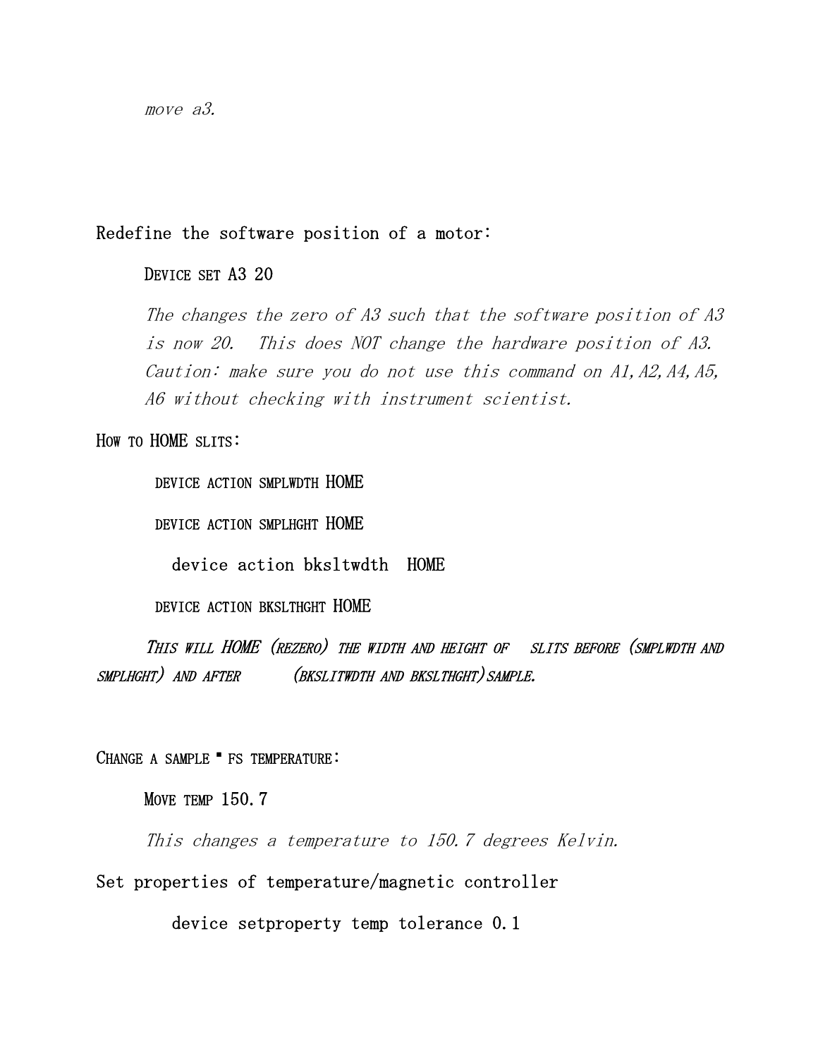*move a3.*

Redefine the software position of a motor:

DEVICE SET A3 20

*The changes the zero of A3 such that the software position of A3 is now 20. This does NOT change the hardware position of A3. Caution: make sure you do not use this command on A1,A2,A4,A5, A6 without checking with instrument scientist.*

HOW TO HOME SLITS:

DEVICE ACTION SMPLWDTH HOME

DEVICE ACTION SMPLHGHT HOME

device action bksltwdth HOME

DEVICE ACTION BKSLTHGHT HOME

*THIS WILL HOME (REZERO) THE WIDTH AND HEIGHT OF SLITS BEFORE (SMPLWDTH AND SMPLHGHT) AND AFTER (BKSLITWDTH AND BKSLTHGHT)SAMPLE.*

CHANGE A SAMPLE " FS TEMPERATURE:

MOVE TEMP 150.7

*This changes a temperature to 150.7 degrees Kelvin.*

Set properties of temperature/magnetic controller

device setproperty temp tolerance 0.1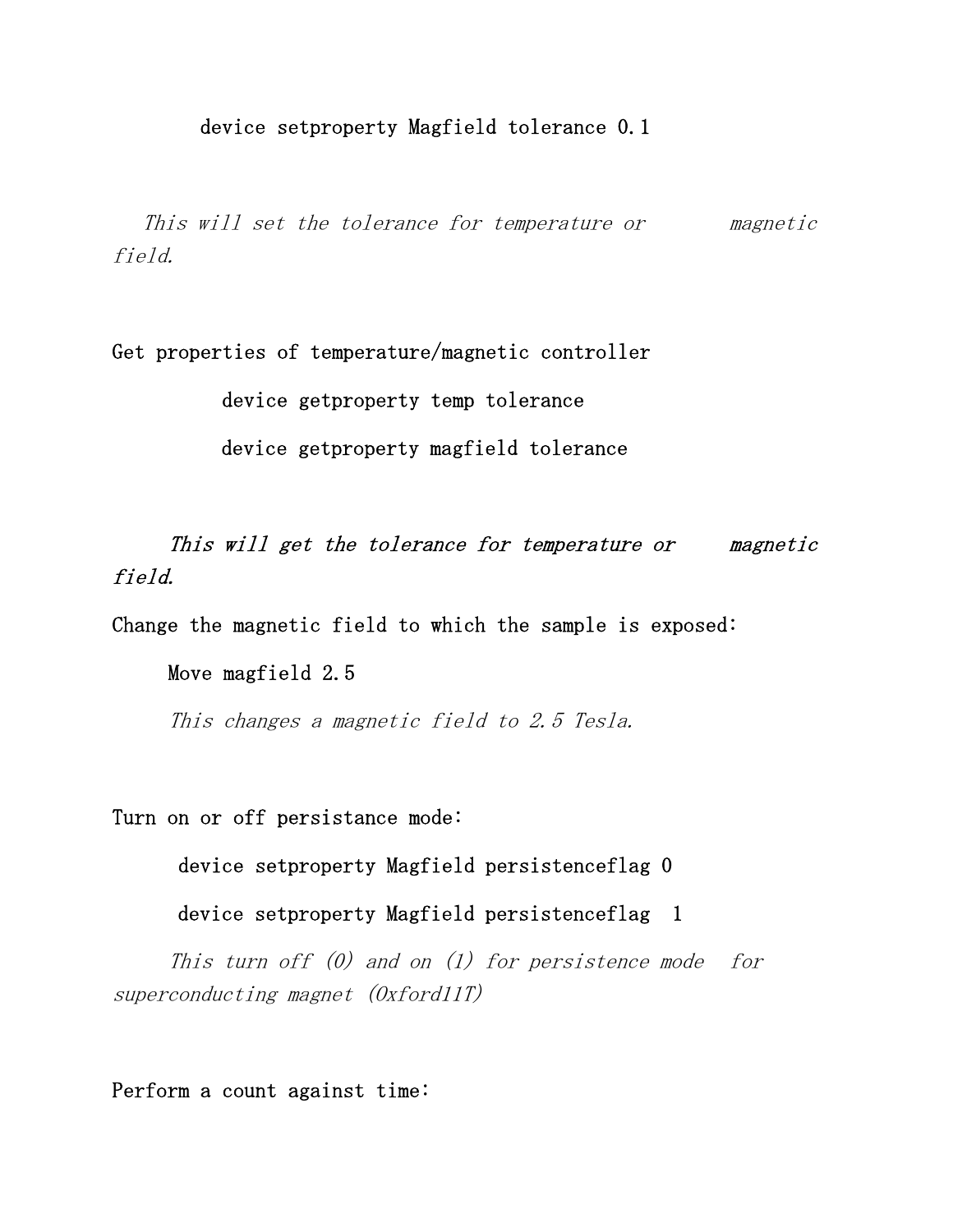```
device setproperty Magfield tolerance 0.1
```

*This will set the tolerance for temperature or magnetic field.*

Get properties of temperature/magnetic controller

```
device getproperty temp tolerance
device getproperty magfield tolerance
```

***This will get the tolerance for temperature or magnetic field.***

Change the magnetic field to which the sample is exposed:

```
Move magfield 2.5
```

*This changes a magnetic field to 2.5 Tesla.*

Turn on or off persistance mode:

```
device setproperty Magfield persistenceflag 0
device setproperty Magfield persistenceflag  1
```

*This turn off (0) and on (1) for persistence mode for superconducting magnet (Oxford11T)*

Perform a count against time: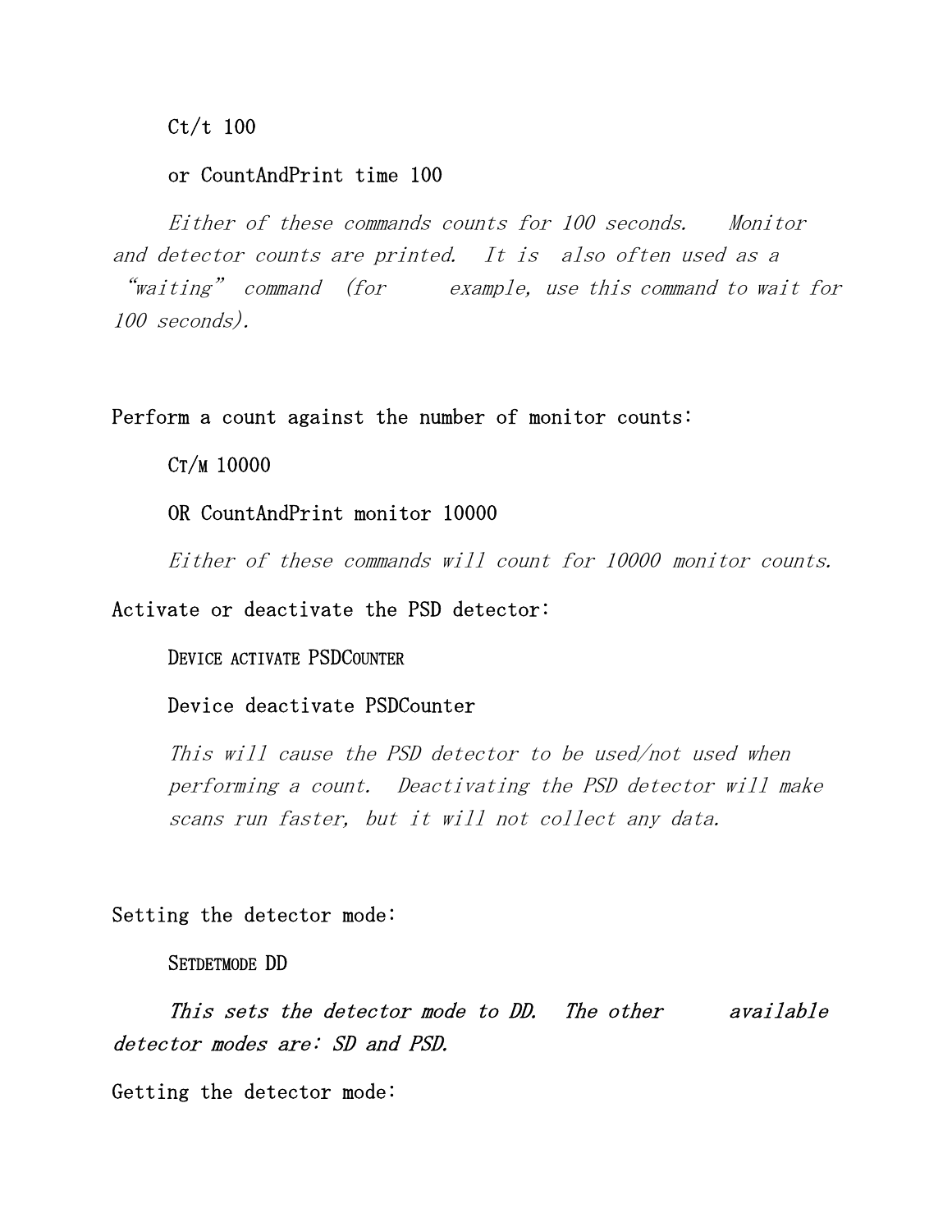Ct/t 100

or CountAndPrint time 100

*Either of these commands counts for 100 seconds. Monitor and detector counts are printed. It is also often used as a "waiting" command (for example, use this command to wait for 100 seconds).*

Perform a count against the number of monitor counts:

CT/M 10000

OR CountAndPrint monitor 10000

*Either of these commands will count for 10000 monitor counts.*

Activate or deactivate the PSD detector:

DEVICE ACTIVATE PSDCOUNTER

Device deactivate PSDCounter

*This will cause the PSD detector to be used/not used when performing a count. Deactivating the PSD detector will make scans run faster, but it will not collect any data.*

Setting the detector mode:

SETDETMODE DD

*This sets the detector mode to DD. The other available detector modes are: SD and PSD.*

Getting the detector mode: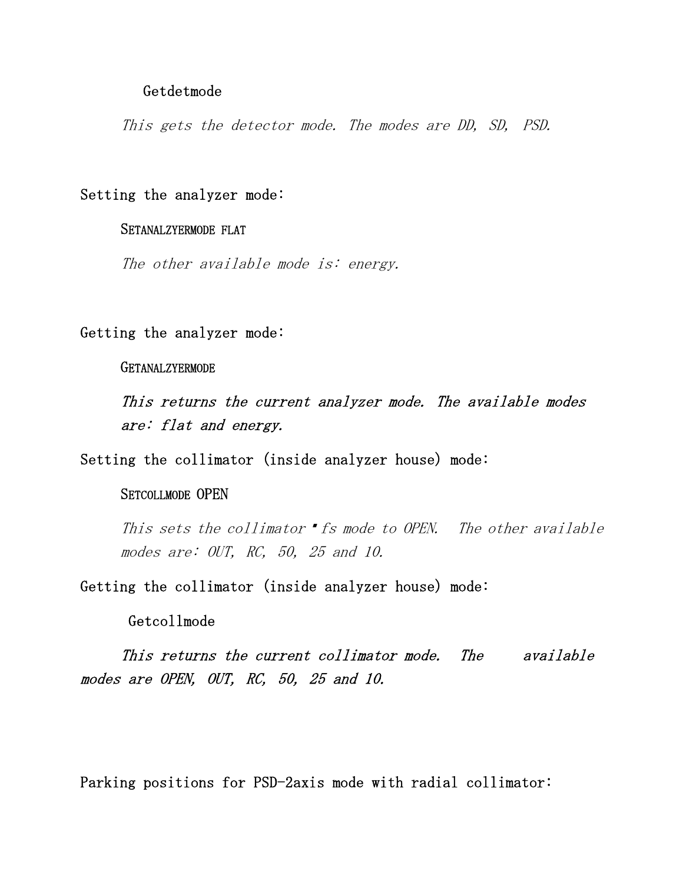Getdetmode

*This gets the detector mode. The modes are DD, SD, PSD.*

Setting the analyzer mode:

SETANALZYERMODE FLAT

*The other available mode is: energy.*

Getting the analyzer mode:

GETANALZYERMODE

***This returns the current analyzer mode. The available modes are: flat and energy.***

Setting the collimator (inside analyzer house) mode:

SETCOLLMODE OPEN

*This sets the collimator*‘*s mode to OPEN. The other available modes are: OUT, RC, 50, 25 and 10.*

Getting the collimator (inside analyzer house) mode:

Getcollmode

***This returns the current collimator mode. The available modes are OPEN, OUT, RC, 50, 25 and 10.***

Parking positions for PSD-2axis mode with radial collimator: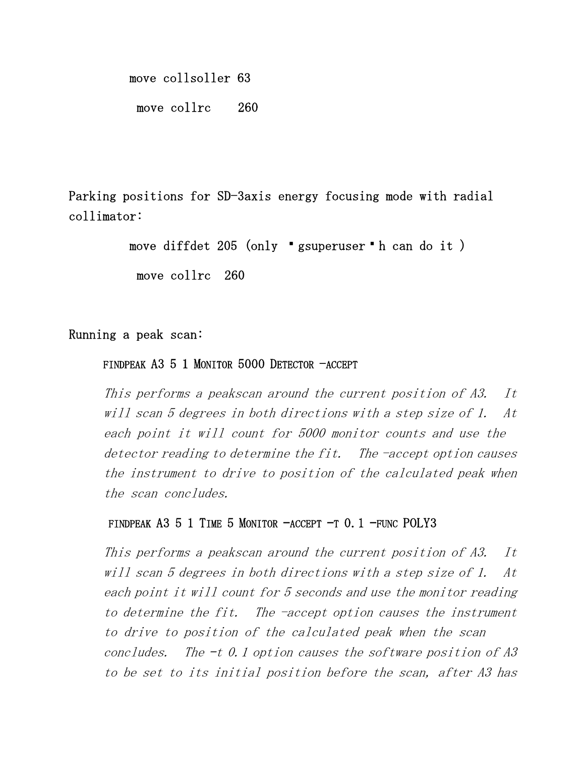move collsoller 63

move collrc    260

Parking positions for SD-3axis energy focusing mode with radial collimator:

move diffdet 205 (only ▪gsuperuser▪h can do it )

move collrc  260

Running a peak scan:

FINDPEAK A3 5 1 MONITOR 5000 DETECTOR -ACCEPT

*This performs a peakscan around the current position of A3. It will scan 5 degrees in both directions with a step size of 1. At each point it will count for 5000 monitor counts and use the detector reading to determine the fit. The -accept option causes the instrument to drive to position of the calculated peak when the scan concludes.*

FINDPEAK A3 5 1 TIME 5 MONITOR -ACCEPT -T 0.1 -FUNC POLY3

*This performs a peakscan around the current position of A3. It will scan 5 degrees in both directions with a step size of 1. At each point it will count for 5 seconds and use the monitor reading to determine the fit. The -accept option causes the instrument to drive to position of the calculated peak when the scan concludes. The -t 0.1 option causes the software position of A3 to be set to its initial position before the scan, after A3 has*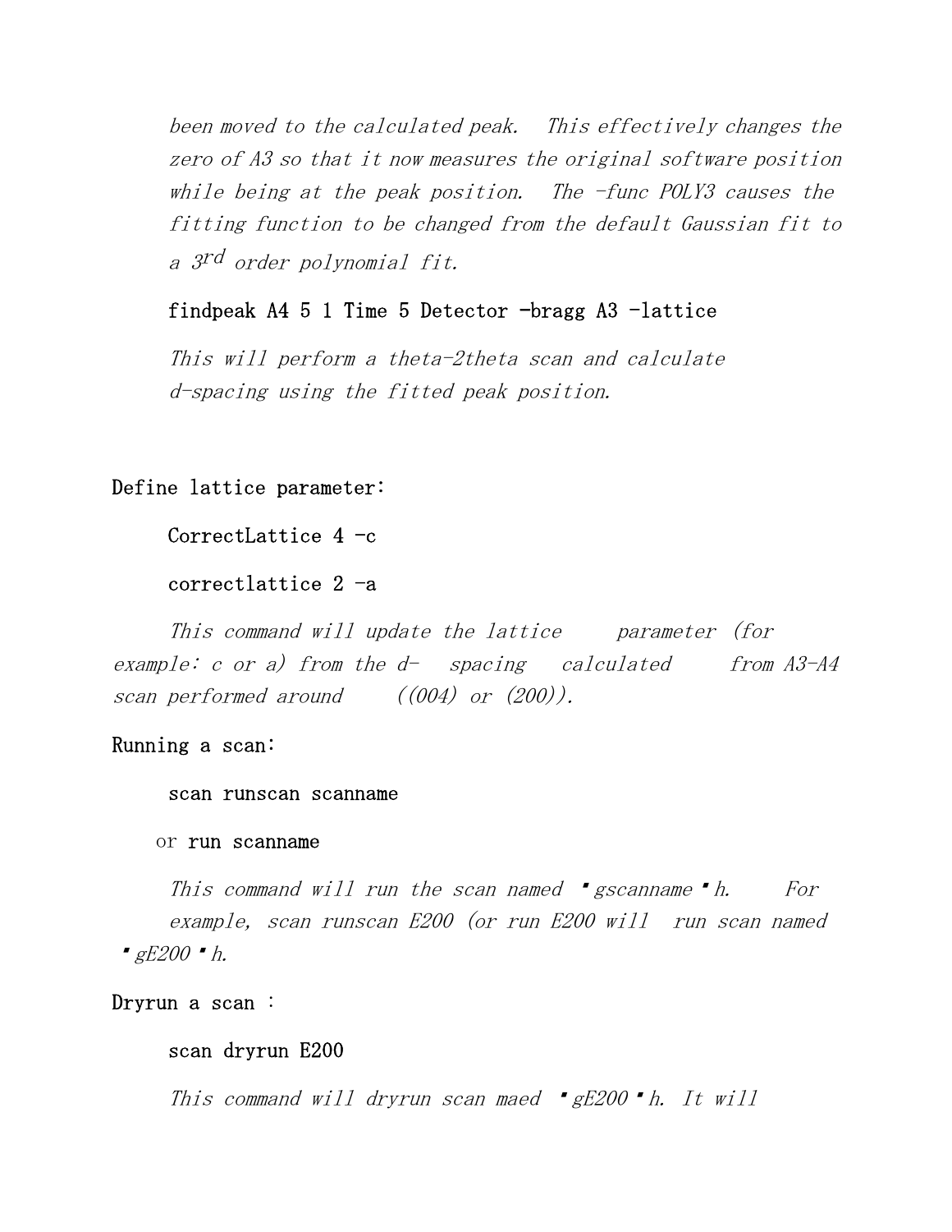*been moved to the calculated peak. This effectively changes the zero of A3 so that it now measures the original software position while being at the peak position. The -func POLY3 causes the fitting function to be changed from the default Gaussian fit to a 3rd order polynomial fit.*

```
findpeak A4 5 1 Time 5 Detector -bragg A3 -lattice
```

*This will perform a theta-2theta scan and calculate d-spacing using the fitted peak position.*

Define lattice parameter:

```
CorrectLattice 4 -c
correctlattice 2 -a
```

*This command will update the lattice parameter (for example: c or a) from the d- spacing calculated from A3-A4 scan performed around ((004) or (200)).*

Running a scan:

```
scan runscan scanname
```

or `run scanname`

*This command will run the scan named ･gscanname･h. For example, scan runscan E200 (or run E200 will run scan named ･gE200･h.*

Dryrun a scan :

```
scan dryrun E200
```

*This command will dryrun scan maed ･gE200･h. It will*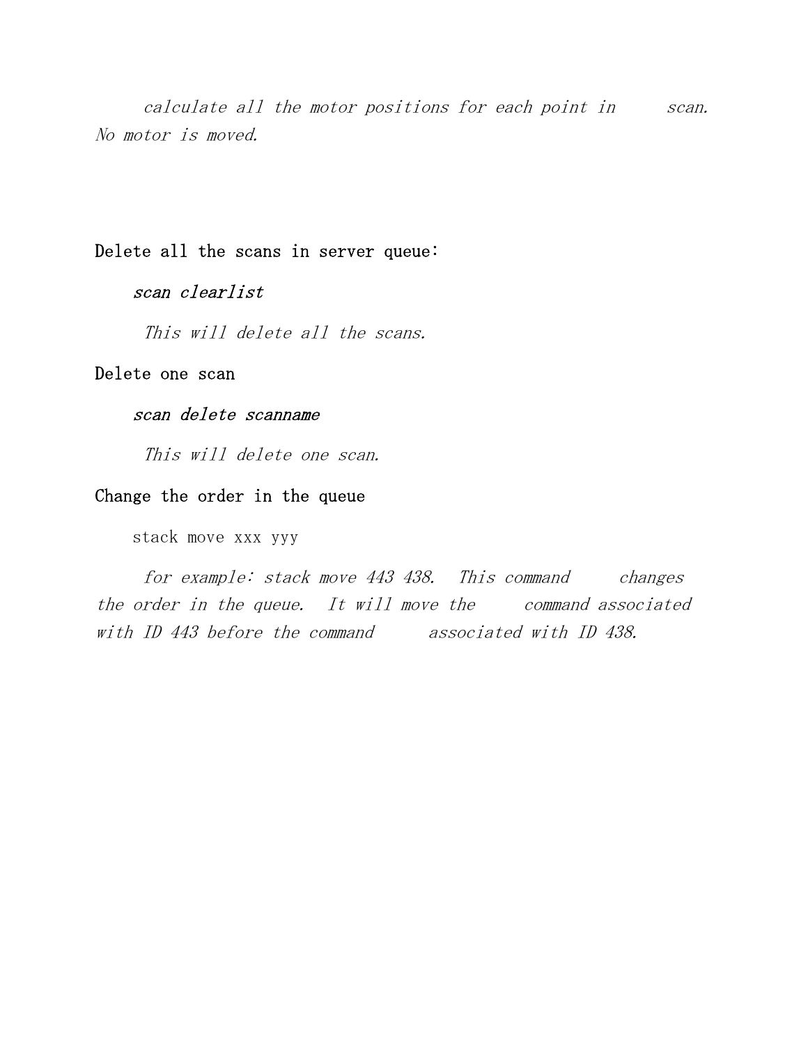*calculate all the motor positions for each point in scan. No motor is moved.*

Delete all the scans in server queue:

*scan clearlist*

*This will delete all the scans.*

Delete one scan

*scan delete scanname*

*This will delete one scan.*

Change the order in the queue

stack move xxx yyy

*for example: stack move 443 438. This command changes the order in the queue. It will move the command associated with ID 443 before the command associated with ID 438.*